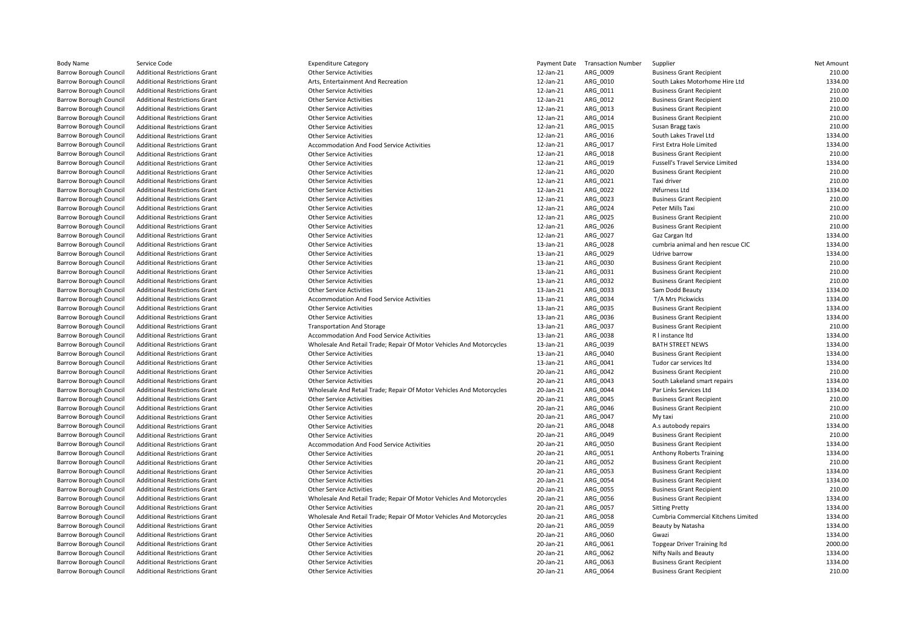| Body Name | Service Code | Expenditure Category | Payment Date | Transaction Number | Supplier | Net Amount |
|---|---|---|---|---|---|---|
| Barrow Borough Council | Additional Restrictions Grant | Other Service Activities | 12-Jan-21 | ARG_0009 | Business Grant Recipient | 210.00 |
| Barrow Borough Council | Additional Restrictions Grant | Arts, Entertainment And Recreation | 12-Jan-21 | ARG_0010 | South Lakes Motorhome Hire Ltd | 1334.00 |
| Barrow Borough Council | Additional Restrictions Grant | Other Service Activities | 12-Jan-21 | ARG_0011 | Business Grant Recipient | 210.00 |
| Barrow Borough Council | Additional Restrictions Grant | Other Service Activities | 12-Jan-21 | ARG_0012 | Business Grant Recipient | 210.00 |
| Barrow Borough Council | Additional Restrictions Grant | Other Service Activities | 12-Jan-21 | ARG_0013 | Business Grant Recipient | 210.00 |
| Barrow Borough Council | Additional Restrictions Grant | Other Service Activities | 12-Jan-21 | ARG_0014 | Business Grant Recipient | 210.00 |
| Barrow Borough Council | Additional Restrictions Grant | Other Service Activities | 12-Jan-21 | ARG_0015 | Susan Bragg taxis | 210.00 |
| Barrow Borough Council | Additional Restrictions Grant | Other Service Activities | 12-Jan-21 | ARG_0016 | South Lakes Travel Ltd | 1334.00 |
| Barrow Borough Council | Additional Restrictions Grant | Accommodation And Food Service Activities | 12-Jan-21 | ARG_0017 | First Extra Hole Limited | 1334.00 |
| Barrow Borough Council | Additional Restrictions Grant | Other Service Activities | 12-Jan-21 | ARG_0018 | Business Grant Recipient | 210.00 |
| Barrow Borough Council | Additional Restrictions Grant | Other Service Activities | 12-Jan-21 | ARG_0019 | Fussell's Travel Service Limited | 1334.00 |
| Barrow Borough Council | Additional Restrictions Grant | Other Service Activities | 12-Jan-21 | ARG_0020 | Business Grant Recipient | 210.00 |
| Barrow Borough Council | Additional Restrictions Grant | Other Service Activities | 12-Jan-21 | ARG_0021 | Taxi driver | 210.00 |
| Barrow Borough Council | Additional Restrictions Grant | Other Service Activities | 12-Jan-21 | ARG_0022 | INfurness Ltd | 1334.00 |
| Barrow Borough Council | Additional Restrictions Grant | Other Service Activities | 12-Jan-21 | ARG_0023 | Business Grant Recipient | 210.00 |
| Barrow Borough Council | Additional Restrictions Grant | Other Service Activities | 12-Jan-21 | ARG_0024 | Peter Mills Taxi | 210.00 |
| Barrow Borough Council | Additional Restrictions Grant | Other Service Activities | 12-Jan-21 | ARG_0025 | Business Grant Recipient | 210.00 |
| Barrow Borough Council | Additional Restrictions Grant | Other Service Activities | 12-Jan-21 | ARG_0026 | Business Grant Recipient | 210.00 |
| Barrow Borough Council | Additional Restrictions Grant | Other Service Activities | 12-Jan-21 | ARG_0027 | Gaz Cargan ltd | 1334.00 |
| Barrow Borough Council | Additional Restrictions Grant | Other Service Activities | 13-Jan-21 | ARG_0028 | cumbria animal and hen rescue CIC | 1334.00 |
| Barrow Borough Council | Additional Restrictions Grant | Other Service Activities | 13-Jan-21 | ARG_0029 | Udrive barrow | 1334.00 |
| Barrow Borough Council | Additional Restrictions Grant | Other Service Activities | 13-Jan-21 | ARG_0030 | Business Grant Recipient | 210.00 |
| Barrow Borough Council | Additional Restrictions Grant | Other Service Activities | 13-Jan-21 | ARG_0031 | Business Grant Recipient | 210.00 |
| Barrow Borough Council | Additional Restrictions Grant | Other Service Activities | 13-Jan-21 | ARG_0032 | Business Grant Recipient | 210.00 |
| Barrow Borough Council | Additional Restrictions Grant | Other Service Activities | 13-Jan-21 | ARG_0033 | Sam Dodd Beauty | 1334.00 |
| Barrow Borough Council | Additional Restrictions Grant | Accommodation And Food Service Activities | 13-Jan-21 | ARG_0034 | T/A Mrs Pickwicks | 1334.00 |
| Barrow Borough Council | Additional Restrictions Grant | Other Service Activities | 13-Jan-21 | ARG_0035 | Business Grant Recipient | 1334.00 |
| Barrow Borough Council | Additional Restrictions Grant | Other Service Activities | 13-Jan-21 | ARG_0036 | Business Grant Recipient | 1334.00 |
| Barrow Borough Council | Additional Restrictions Grant | Transportation And Storage | 13-Jan-21 | ARG_0037 | Business Grant Recipient | 210.00 |
| Barrow Borough Council | Additional Restrictions Grant | Accommodation And Food Service Activities | 13-Jan-21 | ARG_0038 | R l instance ltd | 1334.00 |
| Barrow Borough Council | Additional Restrictions Grant | Wholesale And Retail Trade; Repair Of Motor Vehicles And Motorcycles | 13-Jan-21 | ARG_0039 | BATH STREET NEWS | 1334.00 |
| Barrow Borough Council | Additional Restrictions Grant | Other Service Activities | 13-Jan-21 | ARG_0040 | Business Grant Recipient | 1334.00 |
| Barrow Borough Council | Additional Restrictions Grant | Other Service Activities | 13-Jan-21 | ARG_0041 | Tudor car services ltd | 1334.00 |
| Barrow Borough Council | Additional Restrictions Grant | Other Service Activities | 20-Jan-21 | ARG_0042 | Business Grant Recipient | 210.00 |
| Barrow Borough Council | Additional Restrictions Grant | Other Service Activities | 20-Jan-21 | ARG_0043 | South Lakeland smart repairs | 1334.00 |
| Barrow Borough Council | Additional Restrictions Grant | Wholesale And Retail Trade; Repair Of Motor Vehicles And Motorcycles | 20-Jan-21 | ARG_0044 | Par Links Services Ltd | 1334.00 |
| Barrow Borough Council | Additional Restrictions Grant | Other Service Activities | 20-Jan-21 | ARG_0045 | Business Grant Recipient | 210.00 |
| Barrow Borough Council | Additional Restrictions Grant | Other Service Activities | 20-Jan-21 | ARG_0046 | Business Grant Recipient | 210.00 |
| Barrow Borough Council | Additional Restrictions Grant | Other Service Activities | 20-Jan-21 | ARG_0047 | My taxi | 210.00 |
| Barrow Borough Council | Additional Restrictions Grant | Other Service Activities | 20-Jan-21 | ARG_0048 | A.s autobody repairs | 1334.00 |
| Barrow Borough Council | Additional Restrictions Grant | Other Service Activities | 20-Jan-21 | ARG_0049 | Business Grant Recipient | 210.00 |
| Barrow Borough Council | Additional Restrictions Grant | Accommodation And Food Service Activities | 20-Jan-21 | ARG_0050 | Business Grant Recipient | 1334.00 |
| Barrow Borough Council | Additional Restrictions Grant | Other Service Activities | 20-Jan-21 | ARG_0051 | Anthony Roberts Training | 1334.00 |
| Barrow Borough Council | Additional Restrictions Grant | Other Service Activities | 20-Jan-21 | ARG_0052 | Business Grant Recipient | 210.00 |
| Barrow Borough Council | Additional Restrictions Grant | Other Service Activities | 20-Jan-21 | ARG_0053 | Business Grant Recipient | 1334.00 |
| Barrow Borough Council | Additional Restrictions Grant | Other Service Activities | 20-Jan-21 | ARG_0054 | Business Grant Recipient | 1334.00 |
| Barrow Borough Council | Additional Restrictions Grant | Other Service Activities | 20-Jan-21 | ARG_0055 | Business Grant Recipient | 210.00 |
| Barrow Borough Council | Additional Restrictions Grant | Wholesale And Retail Trade; Repair Of Motor Vehicles And Motorcycles | 20-Jan-21 | ARG_0056 | Business Grant Recipient | 1334.00 |
| Barrow Borough Council | Additional Restrictions Grant | Other Service Activities | 20-Jan-21 | ARG_0057 | Sitting Pretty | 1334.00 |
| Barrow Borough Council | Additional Restrictions Grant | Wholesale And Retail Trade; Repair Of Motor Vehicles And Motorcycles | 20-Jan-21 | ARG_0058 | Cumbria Commercial Kitchens Limited | 1334.00 |
| Barrow Borough Council | Additional Restrictions Grant | Other Service Activities | 20-Jan-21 | ARG_0059 | Beauty by Natasha | 1334.00 |
| Barrow Borough Council | Additional Restrictions Grant | Other Service Activities | 20-Jan-21 | ARG_0060 | Gwazi | 1334.00 |
| Barrow Borough Council | Additional Restrictions Grant | Other Service Activities | 20-Jan-21 | ARG_0061 | Topgear Driver Training ltd | 2000.00 |
| Barrow Borough Council | Additional Restrictions Grant | Other Service Activities | 20-Jan-21 | ARG_0062 | Nifty Nails and Beauty | 1334.00 |
| Barrow Borough Council | Additional Restrictions Grant | Other Service Activities | 20-Jan-21 | ARG_0063 | Business Grant Recipient | 1334.00 |
| Barrow Borough Council | Additional Restrictions Grant | Other Service Activities | 20-Jan-21 | ARG_0064 | Business Grant Recipient | 210.00 |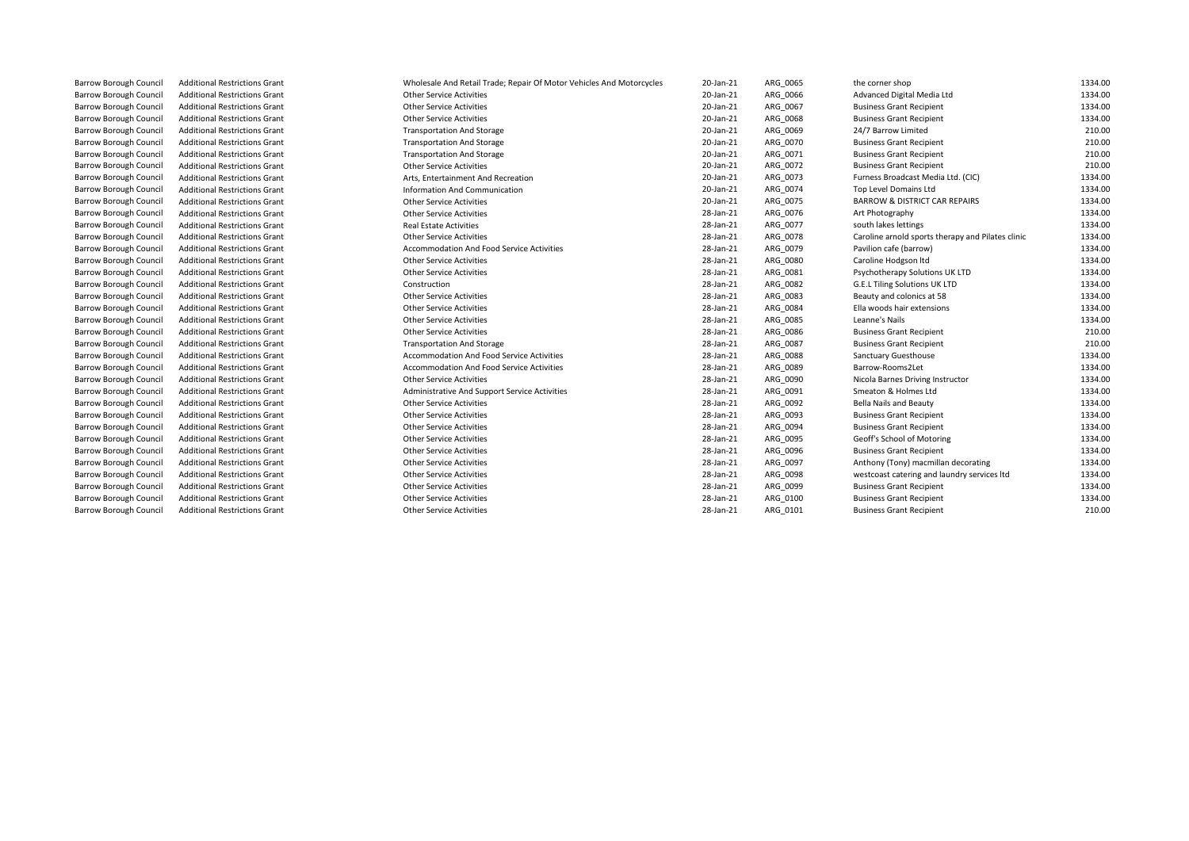| | | | | | | |
|---|---|---|---|---|---|---|
| Barrow Borough Council | Additional Restrictions Grant | Wholesale And Retail Trade; Repair Of Motor Vehicles And Motorcycles | 20-Jan-21 | ARG_0065 | the corner shop | 1334.00 |
| Barrow Borough Council | Additional Restrictions Grant | Other Service Activities | 20-Jan-21 | ARG_0066 | Advanced Digital Media Ltd | 1334.00 |
| Barrow Borough Council | Additional Restrictions Grant | Other Service Activities | 20-Jan-21 | ARG_0067 | Business Grant Recipient | 1334.00 |
| Barrow Borough Council | Additional Restrictions Grant | Other Service Activities | 20-Jan-21 | ARG_0068 | Business Grant Recipient | 1334.00 |
| Barrow Borough Council | Additional Restrictions Grant | Transportation And Storage | 20-Jan-21 | ARG_0069 | 24/7 Barrow Limited | 210.00 |
| Barrow Borough Council | Additional Restrictions Grant | Transportation And Storage | 20-Jan-21 | ARG_0070 | Business Grant Recipient | 210.00 |
| Barrow Borough Council | Additional Restrictions Grant | Transportation And Storage | 20-Jan-21 | ARG_0071 | Business Grant Recipient | 210.00 |
| Barrow Borough Council | Additional Restrictions Grant | Other Service Activities | 20-Jan-21 | ARG_0072 | Business Grant Recipient | 210.00 |
| Barrow Borough Council | Additional Restrictions Grant | Arts, Entertainment And Recreation | 20-Jan-21 | ARG_0073 | Furness Broadcast Media Ltd. (CIC) | 1334.00 |
| Barrow Borough Council | Additional Restrictions Grant | Information And Communication | 20-Jan-21 | ARG_0074 | Top Level Domains Ltd | 1334.00 |
| Barrow Borough Council | Additional Restrictions Grant | Other Service Activities | 20-Jan-21 | ARG_0075 | BARROW & DISTRICT CAR REPAIRS | 1334.00 |
| Barrow Borough Council | Additional Restrictions Grant | Other Service Activities | 28-Jan-21 | ARG_0076 | Art Photography | 1334.00 |
| Barrow Borough Council | Additional Restrictions Grant | Real Estate Activities | 28-Jan-21 | ARG_0077 | south lakes lettings | 1334.00 |
| Barrow Borough Council | Additional Restrictions Grant | Other Service Activities | 28-Jan-21 | ARG_0078 | Caroline arnold sports therapy and Pilates clinic | 1334.00 |
| Barrow Borough Council | Additional Restrictions Grant | Accommodation And Food Service Activities | 28-Jan-21 | ARG_0079 | Pavilion cafe (barrow) | 1334.00 |
| Barrow Borough Council | Additional Restrictions Grant | Other Service Activities | 28-Jan-21 | ARG_0080 | Caroline Hodgson ltd | 1334.00 |
| Barrow Borough Council | Additional Restrictions Grant | Other Service Activities | 28-Jan-21 | ARG_0081 | Psychotherapy Solutions UK LTD | 1334.00 |
| Barrow Borough Council | Additional Restrictions Grant | Construction | 28-Jan-21 | ARG_0082 | G.E.L Tiling Solutions UK LTD | 1334.00 |
| Barrow Borough Council | Additional Restrictions Grant | Other Service Activities | 28-Jan-21 | ARG_0083 | Beauty and colonics at 58 | 1334.00 |
| Barrow Borough Council | Additional Restrictions Grant | Other Service Activities | 28-Jan-21 | ARG_0084 | Ella woods hair extensions | 1334.00 |
| Barrow Borough Council | Additional Restrictions Grant | Other Service Activities | 28-Jan-21 | ARG_0085 | Leanne's Nails | 1334.00 |
| Barrow Borough Council | Additional Restrictions Grant | Other Service Activities | 28-Jan-21 | ARG_0086 | Business Grant Recipient | 210.00 |
| Barrow Borough Council | Additional Restrictions Grant | Transportation And Storage | 28-Jan-21 | ARG_0087 | Business Grant Recipient | 210.00 |
| Barrow Borough Council | Additional Restrictions Grant | Accommodation And Food Service Activities | 28-Jan-21 | ARG_0088 | Sanctuary Guesthouse | 1334.00 |
| Barrow Borough Council | Additional Restrictions Grant | Accommodation And Food Service Activities | 28-Jan-21 | ARG_0089 | Barrow-Rooms2Let | 1334.00 |
| Barrow Borough Council | Additional Restrictions Grant | Other Service Activities | 28-Jan-21 | ARG_0090 | Nicola Barnes Driving Instructor | 1334.00 |
| Barrow Borough Council | Additional Restrictions Grant | Administrative And Support Service Activities | 28-Jan-21 | ARG_0091 | Smeaton & Holmes Ltd | 1334.00 |
| Barrow Borough Council | Additional Restrictions Grant | Other Service Activities | 28-Jan-21 | ARG_0092 | Bella Nails and Beauty | 1334.00 |
| Barrow Borough Council | Additional Restrictions Grant | Other Service Activities | 28-Jan-21 | ARG_0093 | Business Grant Recipient | 1334.00 |
| Barrow Borough Council | Additional Restrictions Grant | Other Service Activities | 28-Jan-21 | ARG_0094 | Business Grant Recipient | 1334.00 |
| Barrow Borough Council | Additional Restrictions Grant | Other Service Activities | 28-Jan-21 | ARG_0095 | Geoff's School of Motoring | 1334.00 |
| Barrow Borough Council | Additional Restrictions Grant | Other Service Activities | 28-Jan-21 | ARG_0096 | Business Grant Recipient | 1334.00 |
| Barrow Borough Council | Additional Restrictions Grant | Other Service Activities | 28-Jan-21 | ARG_0097 | Anthony (Tony) macmillan decorating | 1334.00 |
| Barrow Borough Council | Additional Restrictions Grant | Other Service Activities | 28-Jan-21 | ARG_0098 | westcoast catering and laundry services ltd | 1334.00 |
| Barrow Borough Council | Additional Restrictions Grant | Other Service Activities | 28-Jan-21 | ARG_0099 | Business Grant Recipient | 1334.00 |
| Barrow Borough Council | Additional Restrictions Grant | Other Service Activities | 28-Jan-21 | ARG_0100 | Business Grant Recipient | 1334.00 |
| Barrow Borough Council | Additional Restrictions Grant | Other Service Activities | 28-Jan-21 | ARG_0101 | Business Grant Recipient | 210.00 |